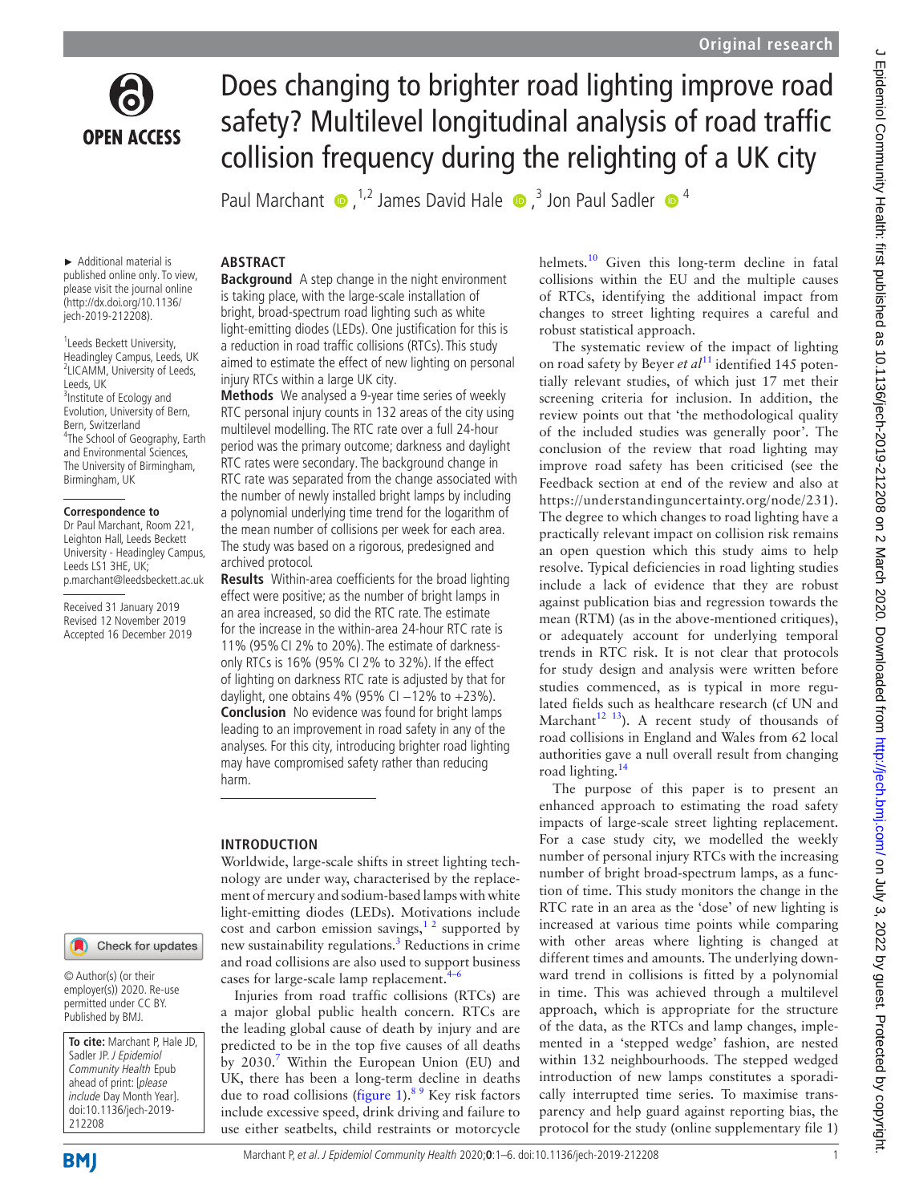# Does changing to brighter road lighting improve road safety? Multilevel longitudinal analysis of road traffic collision frequency during the relighting of a UK city

Paul Marchant [1,2] James David Hale [3] Jon Paul Sadler [4]

► Additional material is published online only. To view, please visit the journal online (http://dx.doi.org/10.1136/jech-2019-212208).

[1] Leeds Beckett University, Headingley Campus, Leeds, UK
[2] LICAMM, University of Leeds, Leeds, UK
[3] Institute of Ecology and Evolution, University of Bern, Bern, Switzerland
[4] The School of Geography, Earth and Environmental Sciences, The University of Birmingham, Birmingham, UK

**Correspondence to**
Dr Paul Marchant, Room 221, Leighton Hall, Leeds Beckett University - Headingley Campus, Leeds LS1 3HE, UK; p.marchant@leedsbeckett.ac.uk

Received 31 January 2019
Revised 12 November 2019
Accepted 16 December 2019

© Author(s) (or their employer(s)) 2020. Re-use permitted under CC BY. Published by BMJ.

**To cite:** Marchant P, Hale JD, Sadler JP. *J Epidemiol Community Health* Epub ahead of print: [*please include* Day Month Year]. doi:10.1136/jech-2019-212208

## ABSTRACT

**Background** A step change in the night environment is taking place, with the large-scale installation of bright, broad-spectrum road lighting such as white light-emitting diodes (LEDs). One justification for this is a reduction in road traffic collisions (RTCs). This study aimed to estimate the effect of new lighting on personal injury RTCs within a large UK city.

**Methods** We analysed a 9-year time series of weekly RTC personal injury counts in 132 areas of the city using multilevel modelling. The RTC rate over a full 24-hour period was the primary outcome; darkness and daylight RTC rates were secondary. The background change in RTC rate was separated from the change associated with the number of newly installed bright lamps by including a polynomial underlying time trend for the logarithm of the mean number of collisions per week for each area. The study was based on a rigorous, predesigned and archived protocol.

**Results** Within-area coefficients for the broad lighting effect were positive; as the number of bright lamps in an area increased, so did the RTC rate. The estimate for the increase in the within-area 24-hour RTC rate is 11% (95% CI 2% to 20%). The estimate of darkness-only RTCs is 16% (95% CI 2% to 32%). If the effect of lighting on darkness RTC rate is adjusted by that for daylight, one obtains 4% (95% CI −12% to +23%).

**Conclusion** No evidence was found for bright lamps leading to an improvement in road safety in any of the analyses. For this city, introducing brighter road lighting may have compromised safety rather than reducing harm.

## INTRODUCTION

Worldwide, large-scale shifts in street lighting technology are under way, characterised by the replacement of mercury and sodium-based lamps with white light-emitting diodes (LEDs). Motivations include cost and carbon emission savings,[1,2] supported by new sustainability regulations.[3] Reductions in crime and road collisions are also used to support business cases for large-scale lamp replacement.[4–6]

Injuries from road traffic collisions (RTCs) are a major global public health concern. RTCs are the leading global cause of death by injury and are predicted to be in the top five causes of all deaths by 2030.[7] Within the European Union (EU) and UK, there has been a long-term decline in deaths due to road collisions (figure 1).[8,9] Key risk factors include excessive speed, drink driving and failure to use either seatbelts, child restraints or motorcycle helmets.[10] Given this long-term decline in fatal collisions within the EU and the multiple causes of RTCs, identifying the additional impact from changes to street lighting requires a careful and robust statistical approach.

The systematic review of the impact of lighting on road safety by Beyer *et al*[11] identified 145 potentially relevant studies, of which just 17 met their screening criteria for inclusion. In addition, the review points out that 'the methodological quality of the included studies was generally poor'. The conclusion of the review that road lighting may improve road safety has been criticised (see the Feedback section at end of the review and also at https://understandinguncertainty.org/node/231). The degree to which changes to road lighting have a practically relevant impact on collision risk remains an open question which this study aims to help resolve. Typical deficiencies in road lighting studies include a lack of evidence that they are robust against publication bias and regression towards the mean (RTM) (as in the above-mentioned critiques), or adequately account for underlying temporal trends in RTC risk. It is not clear that protocols for study design and analysis were written before studies commenced, as is typical in more regulated fields such as healthcare research (cf UN and Marchant[12,13]). A recent study of thousands of road collisions in England and Wales from 62 local authorities gave a null overall result from changing road lighting.[14]

The purpose of this paper is to present an enhanced approach to estimating the road safety impacts of large-scale street lighting replacement. For a case study city, we modelled the weekly number of personal injury RTCs with the increasing number of bright broad-spectrum lamps, as a function of time. This study monitors the change in the RTC rate in an area as the 'dose' of new lighting is increased at various time points while comparing with other areas where lighting is changed at different times and amounts. The underlying downward trend in collisions is fitted by a polynomial in time. This was achieved through a multilevel approach, which is appropriate for the structure of the data, as the RTCs and lamp changes, implemented in a 'stepped wedge' fashion, are nested within 132 neighbourhoods. The stepped wedged introduction of new lamps constitutes a sporadically interrupted time series. To maximise transparency and help guard against reporting bias, the protocol for the study (online supplementary file 1)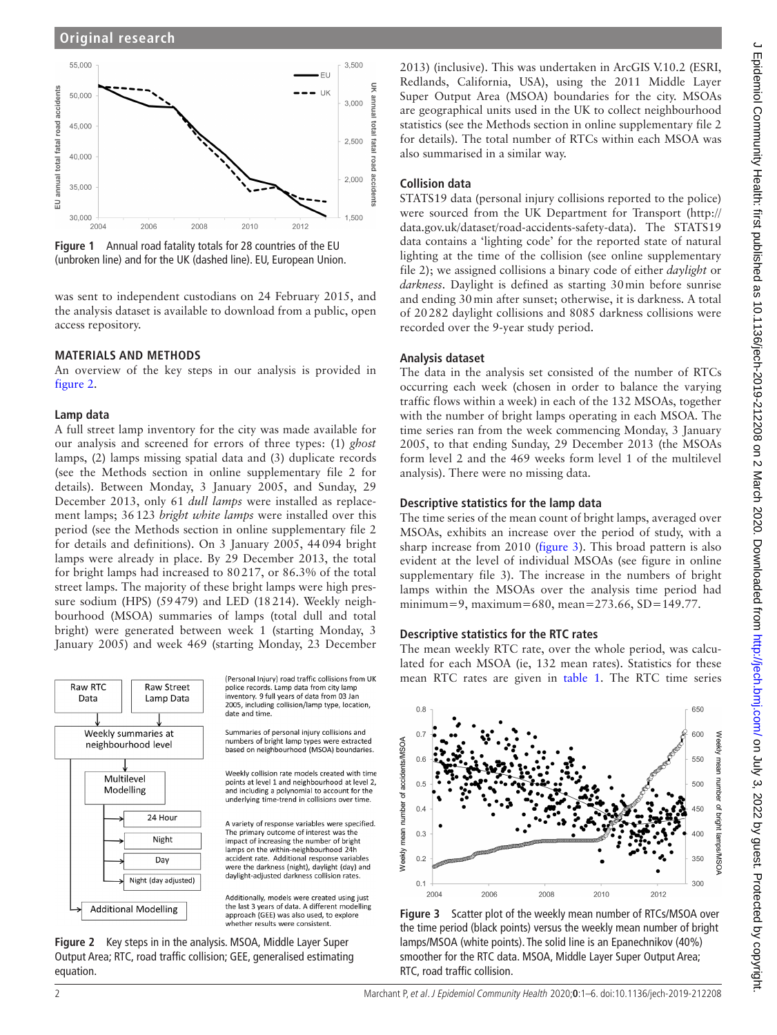Figure 1 Annual road fatality totals for 28 countries of the EU (unbroken line) and for the UK (dashed line). EU, European Union.

was sent to independent custodians on 24 February 2015, and the analysis dataset is available to download from a public, open access repository.

## MATERIALS AND METHODS

An overview of the key steps in our analysis is provided in figure 2.

### Lamp data

A full street lamp inventory for the city was made available for our analysis and screened for errors of three types: (1) *ghost* lamps, (2) lamps missing spatial data and (3) duplicate records (see the Methods section in online supplementary file 2 for details). Between Monday, 3 January 2005, and Sunday, 29 December 2013, only 61 *dull lamps* were installed as replacement lamps; 36 123 *bright white lamps* were installed over this period (see the Methods section in online supplementary file 2 for details and definitions). On 3 January 2005, 44 094 bright lamps were already in place. By 29 December 2013, the total for bright lamps had increased to 80 217, or 86.3% of the total street lamps. The majority of these bright lamps were high pressure sodium (HPS) (59 479) and LED (18 214). Weekly neighbourhood (MSOA) summaries of lamps (total dull and total bright) were generated between week 1 (starting Monday, 3 January 2005) and week 469 (starting Monday, 23 December 2013) (inclusive). This was undertaken in ArcGIS V.10.2 (ESRI, Redlands, California, USA), using the 2011 Middle Layer Super Output Area (MSOA) boundaries for the city. MSOAs are geographical units used in the UK to collect neighbourhood statistics (see the Methods section in online supplementary file 2 for details). The total number of RTCs within each MSOA was also summarised in a similar way.

Figure 2 Key steps in the analysis. MSOA, Middle Layer Super Output Area; RTC, road traffic collision; GEE, generalised estimating equation.

### Collision data

STATS19 data (personal injury collisions reported to the police) were sourced from the UK Department for Transport (http://data.gov.uk/dataset/road-accidents-safety-data). The STATS19 data contains a 'lighting code' for the reported state of natural lighting at the time of the collision (see online supplementary file 2); we assigned collisions a binary code of either *daylight* or *darkness*. Daylight is defined as starting 30 min before sunrise and ending 30 min after sunset; otherwise, it is darkness. A total of 20 282 daylight collisions and 8085 darkness collisions were recorded over the 9-year study period.

### Analysis dataset

The data in the analysis set consisted of the number of RTCs occurring each week (chosen in order to balance the varying traffic flows within a week) in each of the 132 MSOAs, together with the number of bright lamps operating in each MSOA. The time series ran from the week commencing Monday, 3 January 2005, to that ending Sunday, 29 December 2013 (the MSOAs form level 2 and the 469 weeks form level 1 of the multilevel analysis). There were no missing data.

### Descriptive statistics for the lamp data

The time series of the mean count of bright lamps, averaged over MSOAs, exhibits an increase over the period of study, with a sharp increase from 2010 (figure 3). This broad pattern is also evident at the level of individual MSOAs (see figure in online supplementary file 3). The increase in the numbers of bright lamps within the MSOAs over the analysis time period had minimum=9, maximum=680, mean=273.66, SD=149.77.

### Descriptive statistics for the RTC rates

The mean weekly RTC rate, over the whole period, was calculated for each MSOA (ie, 132 mean rates). Statistics for these mean RTC rates are given in table 1. The RTC time series

Figure 3 Scatter plot of the weekly mean number of RTCs/MSOA over the time period (black points) versus the weekly mean number of bright lamps/MSOA (white points). The solid line is an Epanechnikov (40%) smoother for the RTC data. MSOA, Middle Layer Super Output Area; RTC, road traffic collision.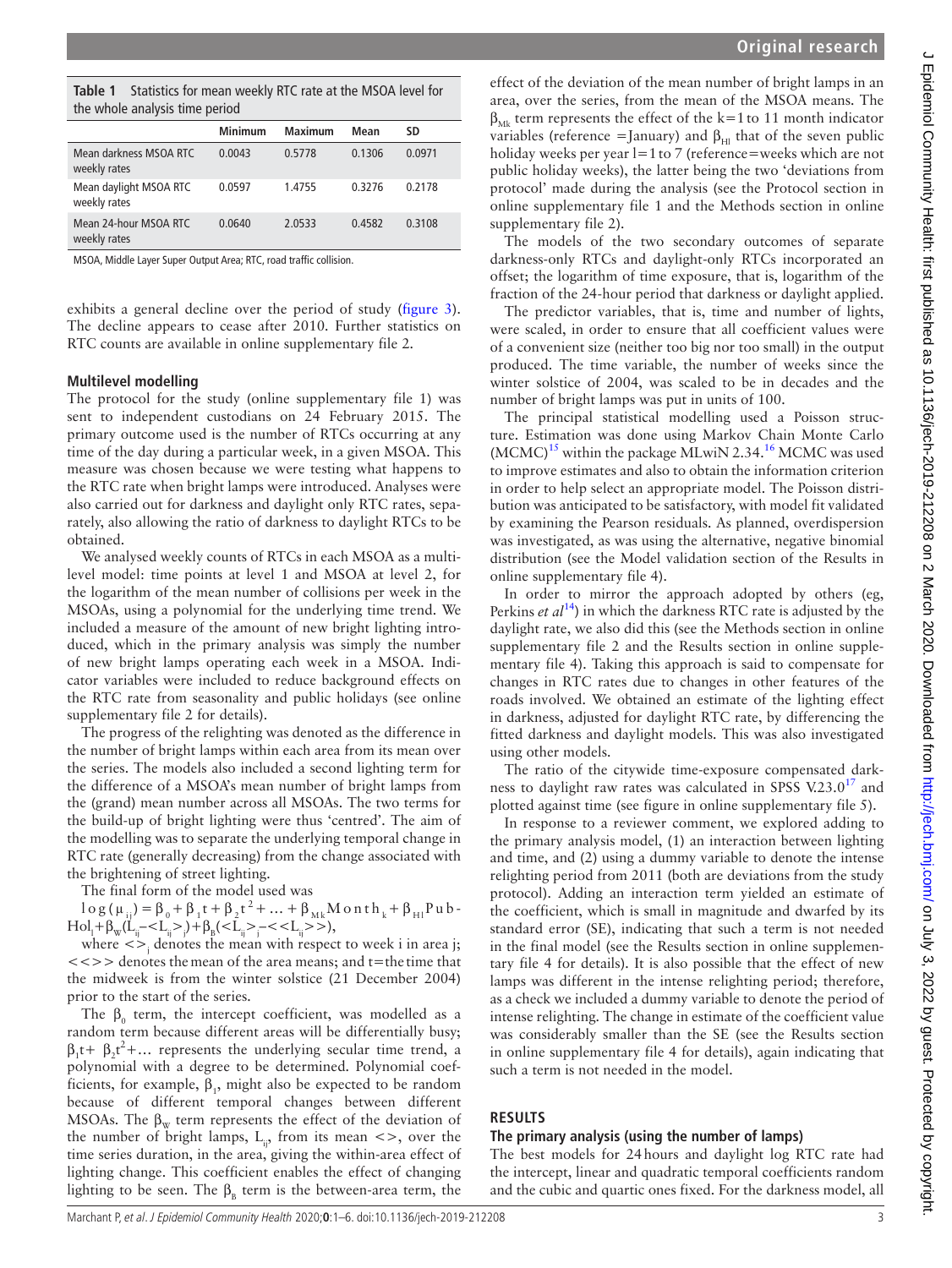**Table 1** Statistics for mean weekly RTC rate at the MSOA level for the whole analysis time period

| | Minimum | Maximum | Mean | SD |
|---|---|---|---|---|
| Mean darkness MSOA RTC weekly rates | 0.0043 | 0.5778 | 0.1306 | 0.0971 |
| Mean daylight MSOA RTC weekly rates | 0.0597 | 1.4755 | 0.3276 | 0.2178 |
| Mean 24-hour MSOA RTC weekly rates | 0.0640 | 2.0533 | 0.4582 | 0.3108 |

MSOA, Middle Layer Super Output Area; RTC, road traffic collision.

exhibits a general decline over the period of study (figure 3). The decline appears to cease after 2010. Further statistics on RTC counts are available in online supplementary file 2.

## Multilevel modelling

The protocol for the study (online supplementary file 1) was sent to independent custodians on 24 February 2015. The primary outcome used is the number of RTCs occurring at any time of the day during a particular week, in a given MSOA. This measure was chosen because we were testing what happens to the RTC rate when bright lamps were introduced. Analyses were also carried out for darkness and daylight only RTC rates, separately, also allowing the ratio of darkness to daylight RTCs to be obtained.

We analysed weekly counts of RTCs in each MSOA as a multilevel model: time points at level 1 and MSOA at level 2, for the logarithm of the mean number of collisions per week in the MSOAs, using a polynomial for the underlying time trend. We included a measure of the amount of new bright lighting introduced, which in the primary analysis was simply the number of new bright lamps operating each week in a MSOA. Indicator variables were included to reduce background effects on the RTC rate from seasonality and public holidays (see online supplementary file 2 for details).

The progress of the relighting was denoted as the difference in the number of bright lamps within each area from its mean over the series. The models also included a second lighting term for the difference of a MSOA's mean number of bright lamps from the (grand) mean number across all MSOAs. The two terms for the build-up of bright lighting were thus 'centred'. The aim of the modelling was to separate the underlying temporal change in RTC rate (generally decreasing) from the change associated with the brightening of street lighting.

The final form of the model used was

$$\log(\mu_{ij}) = \beta_0 + \beta_1 t + \beta_2 t^2 + \ldots + \beta_{Mk}\mathrm{Month}_k + \beta_{Hl}\mathrm{PubHol}_l + \beta_W(L_{ij} - \langle L_{ij} \rangle_j) + \beta_B(\langle L_{ij} \rangle_j - \langle\langle L_{ij} \rangle\rangle),$$

where $\langle\rangle_j$ denotes the mean with respect to week i in area j; $\langle\langle\rangle\rangle$ denotes the mean of the area means; and t = the time that the midweek is from the winter solstice (21 December 2004) prior to the start of the series.

The $\beta_0$ term, the intercept coefficient, was modelled as a random term because different areas will be differentially busy; $\beta_1 t + \beta_2 t^2 + \ldots$ represents the underlying secular time trend, a polynomial with a degree to be determined. Polynomial coefficients, for example, $\beta_1$, might also be expected to be random because of different temporal changes between different MSOAs. The $\beta_W$ term represents the effect of the deviation of the number of bright lamps, $L_{ij}$, from its mean $\langle\rangle$, over the time series duration, in the area, giving the within-area effect of lighting change. This coefficient enables the effect of changing lighting to be seen. The $\beta_B$ term is the between-area term, the effect of the deviation of the mean number of bright lamps in an area, over the series, from the mean of the MSOA means. The $\beta_{Mk}$ term represents the effect of the k=1 to 11 month indicator variables (reference = January) and $\beta_{Hl}$ that of the seven public holiday weeks per year l=1 to 7 (reference=weeks which are not public holiday weeks), the latter being the two 'deviations from protocol' made during the analysis (see the Protocol section in online supplementary file 1 and the Methods section in online supplementary file 2).

The models of the two secondary outcomes of separate darkness-only RTCs and daylight-only RTCs incorporated an offset; the logarithm of time exposure, that is, logarithm of the fraction of the 24-hour period that darkness or daylight applied.

The predictor variables, that is, time and number of lights, were scaled, in order to ensure that all coefficient values were of a convenient size (neither too big nor too small) in the output produced. The time variable, the number of weeks since the winter solstice of 2004, was scaled to be in decades and the number of bright lamps was put in units of 100.

The principal statistical modelling used a Poisson structure. Estimation was done using Markov Chain Monte Carlo (MCMC)[15] within the package MLwiN 2.34.[16] MCMC was used to improve estimates and also to obtain the information criterion in order to help select an appropriate model. The Poisson distribution was anticipated to be satisfactory, with model fit validated by examining the Pearson residuals. As planned, overdispersion was investigated, as was using the alternative, negative binomial distribution (see the Model validation section of the Results in online supplementary file 4).

In order to mirror the approach adopted by others (eg, Perkins *et al*[14]) in which the darkness RTC rate is adjusted by the daylight rate, we also did this (see the Methods section in online supplementary file 2 and the Results section in online supplementary file 4). Taking this approach is said to compensate for changes in RTC rates due to changes in other features of the roads involved. We obtained an estimate of the lighting effect in darkness, adjusted for daylight RTC rate, by differencing the fitted darkness and daylight models. This was also investigated using other models.

The ratio of the citywide time-exposure compensated darkness to daylight raw rates was calculated in SPSS V.23.0[17] and plotted against time (see figure in online supplementary file 5).

In response to a reviewer comment, we explored adding to the primary analysis model, (1) an interaction between lighting and time, and (2) using a dummy variable to denote the intense relighting period from 2011 (both are deviations from the study protocol). Adding an interaction term yielded an estimate of the coefficient, which is small in magnitude and dwarfed by its standard error (SE), indicating that such a term is not needed in the final model (see the Results section in online supplementary file 4 for details). It is also possible that the effect of new lamps was different in the intense relighting period; therefore, as a check we included a dummy variable to denote the period of intense relighting. The change in estimate of the coefficient value was considerably smaller than the SE (see the Results section in online supplementary file 4 for details), again indicating that such a term is not needed in the model.

# RESULTS

## The primary analysis (using the number of lamps)

The best models for 24 hours and daylight log RTC rate had the intercept, linear and quadratic temporal coefficients random and the cubic and quartic ones fixed. For the darkness model, all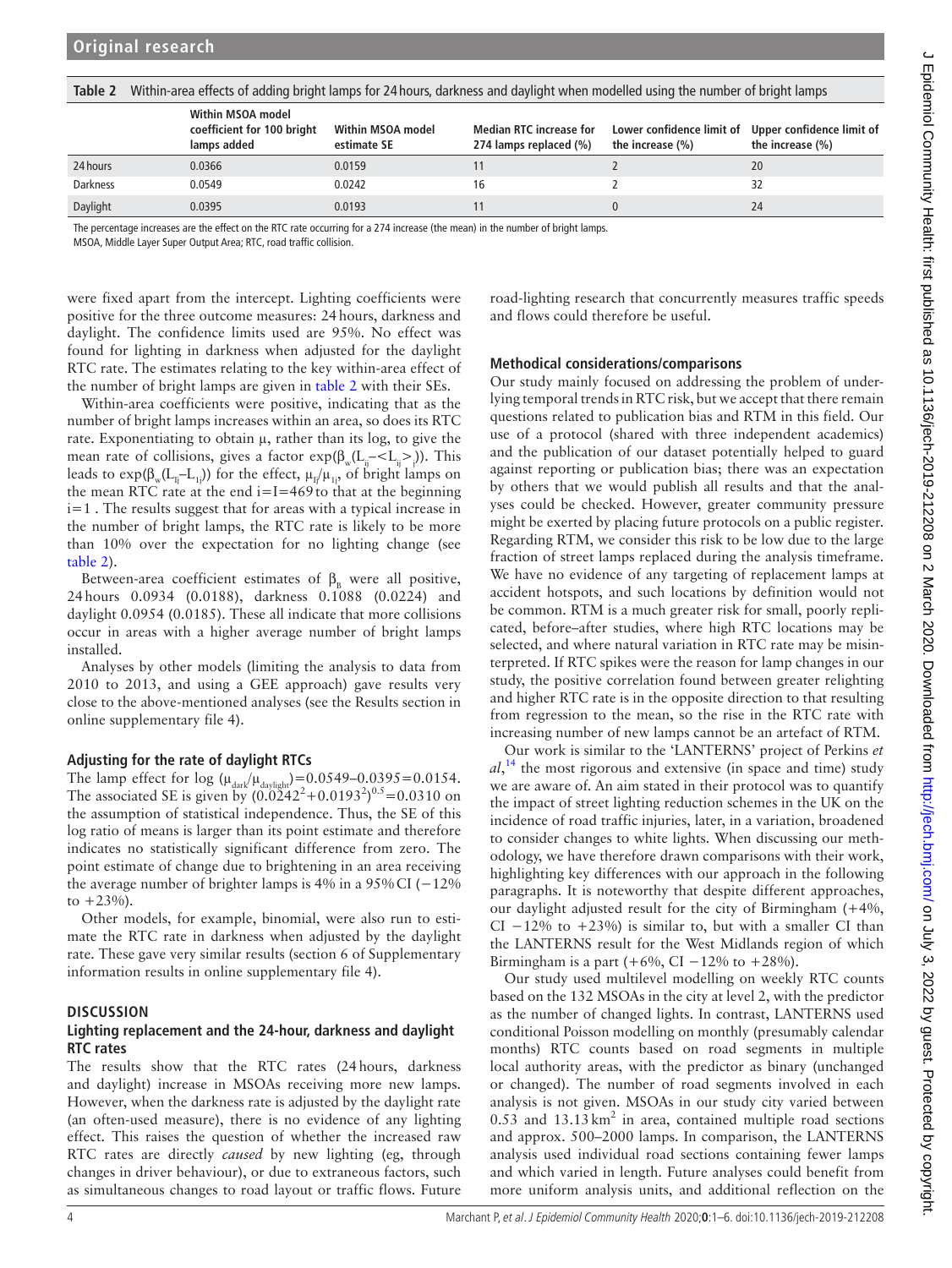**Table 2** Within-area effects of adding bright lamps for 24 hours, darkness and daylight when modelled using the number of bright lamps

| | Within MSOA model coefficient for 100 bright lamps added | Within MSOA model estimate SE | Median RTC increase for 274 lamps replaced (%) | Lower confidence limit of the increase (%) | Upper confidence limit of the increase (%) |
|---|---|---|---|---|---|
| 24 hours | 0.0366 | 0.0159 | 11 | 2 | 20 |
| Darkness | 0.0549 | 0.0242 | 16 | 2 | 32 |
| Daylight | 0.0395 | 0.0193 | 11 | 0 | 24 |

The percentage increases are the effect on the RTC rate occurring for a 274 increase (the mean) in the number of bright lamps.
MSOA, Middle Layer Super Output Area; RTC, road traffic collision.

were fixed apart from the intercept. Lighting coefficients were positive for the three outcome measures: 24 hours, darkness and daylight. The confidence limits used are 95%. No effect was found for lighting in darkness when adjusted for the daylight RTC rate. The estimates relating to the key within-area effect of the number of bright lamps are given in table 2 with their SEs.

Within-area coefficients were positive, indicating that as the number of bright lamps increases within an area, so does its RTC rate. Exponentiating to obtain $\mu$, rather than its log, to give the mean rate of collisions, gives a factor $\exp(\beta_w(L_{ij}-<L_{ij}>))$. This leads to $\exp(\beta_w(L_{Ij}-L_{1j}))$ for the effect, $\mu_{Ij}/\mu_{1j}$, of bright lamps on the mean RTC rate at the end $i=I=469$ to that at the beginning $i=1$. The results suggest that for areas with a typical increase in the number of bright lamps, the RTC rate is likely to be more than 10% over the expectation for no lighting change (see table 2).

Between-area coefficient estimates of $\beta_B$ were all positive, 24 hours 0.0934 (0.0188), darkness 0.1088 (0.0224) and daylight 0.0954 (0.0185). These all indicate that more collisions occur in areas with a higher average number of bright lamps installed.

Analyses by other models (limiting the analysis to data from 2010 to 2013, and using a GEE approach) gave results very close to the above-mentioned analyses (see the Results section in online supplementary file 4).

### Adjusting for the rate of daylight RTCs

The lamp effect for $\log(\mu_{dark}/\mu_{daylight})=0.0549-0.0395=0.0154$. The associated SE is given by $(0.0242^2+0.0193^2)^{0.5}=0.0310$ on the assumption of statistical independence. Thus, the SE of this log ratio of means is larger than its point estimate and therefore indicates no statistically significant difference from zero. The point estimate of change due to brightening in an area receiving the average number of brighter lamps is 4% in a 95% CI (−12% to +23%).

Other models, for example, binomial, were also run to estimate the RTC rate in darkness when adjusted by the daylight rate. These gave very similar results (section 6 of Supplementary information results in online supplementary file 4).

## DISCUSSION

### Lighting replacement and the 24-hour, darkness and daylight RTC rates

The results show that the RTC rates (24 hours, darkness and daylight) increase in MSOAs receiving more new lamps. However, when the darkness rate is adjusted by the daylight rate (an often-used measure), there is no evidence of any lighting effect. This raises the question of whether the increased raw RTC rates are directly *caused* by new lighting (eg, through changes in driver behaviour), or due to extraneous factors, such as simultaneous changes to road layout or traffic flows. Future road-lighting research that concurrently measures traffic speeds and flows could therefore be useful.

### Methodical considerations/comparisons

Our study mainly focused on addressing the problem of underlying temporal trends in RTC risk, but we accept that there remain questions related to publication bias and RTM in this field. Our use of a protocol (shared with three independent academics) and the publication of our dataset potentially helped to guard against reporting or publication bias; there was an expectation by others that we would publish all results and that the analyses could be checked. However, greater community pressure might be exerted by placing future protocols on a public register. Regarding RTM, we consider this risk to be low due to the large fraction of street lamps replaced during the analysis timeframe. We have no evidence of any targeting of replacement lamps at accident hotspots, and such locations by definition would not be common. RTM is a much greater risk for small, poorly replicated, before–after studies, where high RTC locations may be selected, and where natural variation in RTC rate may be misinterpreted. If RTC spikes were the reason for lamp changes in our study, the positive correlation found between greater relighting and higher RTC rate is in the opposite direction to that resulting from regression to the mean, so the rise in the RTC rate with increasing number of new lamps cannot be an artefact of RTM.

Our work is similar to the 'LANTERNS' project of Perkins *et al*,[14] the most rigorous and extensive (in space and time) study we are aware of. An aim stated in their protocol was to quantify the impact of street lighting reduction schemes in the UK on the incidence of road traffic injuries, later, in a variation, broadened to consider changes to white lights. When discussing our methodology, we have therefore drawn comparisons with their work, highlighting key differences with our approach in the following paragraphs. It is noteworthy that despite different approaches, our daylight adjusted result for the city of Birmingham (+4%, CI −12% to +23%) is similar to, but with a smaller CI than the LANTERNS result for the West Midlands region of which Birmingham is a part (+6%, CI −12% to +28%).

Our study used multilevel modelling on weekly RTC counts based on the 132 MSOAs in the city at level 2, with the predictor as the number of changed lights. In contrast, LANTERNS used conditional Poisson modelling on monthly (presumably calendar months) RTC counts based on road segments in multiple local authority areas, with the predictor as binary (unchanged or changed). The number of road segments involved in each analysis is not given. MSOAs in our study city varied between 0.53 and 13.13 $km^2$ in area, contained multiple road sections and approx. 500–2000 lamps. In comparison, the LANTERNS analysis used individual road sections containing fewer lamps and which varied in length. Future analyses could benefit from more uniform analysis units, and additional reflection on the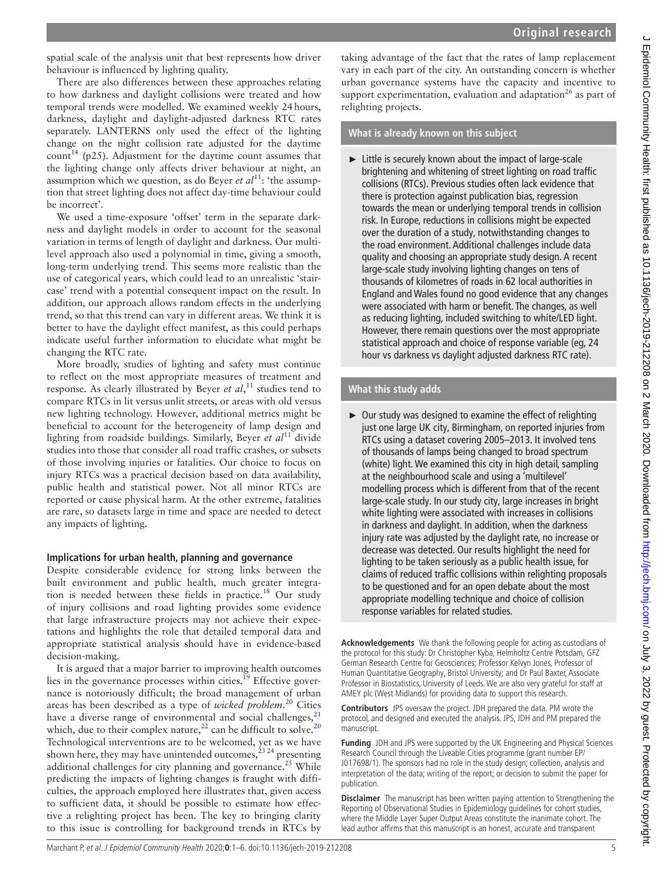spatial scale of the analysis unit that best represents how driver behaviour is influenced by lighting quality.

There are also differences between these approaches relating to how darkness and daylight collisions were treated and how temporal trends were modelled. We examined weekly 24 hours, darkness, daylight and daylight-adjusted darkness RTC rates separately. LANTERNS only used the effect of the lighting change on the night collision rate adjusted for the daytime count[14] (p25). Adjustment for the daytime count assumes that the lighting change only affects driver behaviour at night, an assumption which we question, as do Beyer *et al*[11]: 'the assumption that street lighting does not affect day-time behaviour could be incorrect'.

We used a time-exposure 'offset' term in the separate darkness and daylight models in order to account for the seasonal variation in terms of length of daylight and darkness. Our multilevel approach also used a polynomial in time, giving a smooth, long-term underlying trend. This seems more realistic than the use of categorical years, which could lead to an unrealistic 'staircase' trend with a potential consequent impact on the result. In addition, our approach allows random effects in the underlying trend, so that this trend can vary in different areas. We think it is better to have the daylight effect manifest, as this could perhaps indicate useful further information to elucidate what might be changing the RTC rate.

More broadly, studies of lighting and safety must continue to reflect on the most appropriate measures of treatment and response. As clearly illustrated by Beyer *et al*,[11] studies tend to compare RTCs in lit versus unlit streets, or areas with old versus new lighting technology. However, additional metrics might be beneficial to account for the heterogeneity of lamp design and lighting from roadside buildings. Similarly, Beyer *et al*[11] divide studies into those that consider all road traffic crashes, or subsets of those involving injuries or fatalities. Our choice to focus on injury RTCs was a practical decision based on data availability, public health and statistical power. Not all minor RTCs are reported or cause physical harm. At the other extreme, fatalities are rare, so datasets large in time and space are needed to detect any impacts of lighting.

### Implications for urban health, planning and governance

Despite considerable evidence for strong links between the built environment and public health, much greater integration is needed between these fields in practice.[18] Our study of injury collisions and road lighting provides some evidence that large infrastructure projects may not achieve their expectations and highlights the role that detailed temporal data and appropriate statistical analysis should have in evidence-based decision-making.

It is argued that a major barrier to improving health outcomes lies in the governance processes within cities.[19] Effective governance is notoriously difficult; the broad management of urban areas has been described as a type of *wicked problem*.[20] Cities have a diverse range of environmental and social challenges,[21] which, due to their complex nature,[22] can be difficult to solve.[20] Technological interventions are to be welcomed, yet as we have shown here, they may have unintended outcomes,[23,24] presenting additional challenges for city planning and governance.[25] While predicting the impacts of lighting changes is fraught with difficulties, the approach employed here illustrates that, given access to sufficient data, it should be possible to estimate how effective a relighting project has been. The key to bringing clarity to this issue is controlling for background trends in RTCs by taking advantage of the fact that the rates of lamp replacement vary in each part of the city. An outstanding concern is whether urban governance systems have the capacity and incentive to support experimentation, evaluation and adaptation[26] as part of relighting projects.

### What is already known on this subject

- Little is securely known about the impact of large-scale brightening and whitening of street lighting on road traffic collisions (RTCs). Previous studies often lack evidence that there is protection against publication bias, regression towards the mean or underlying temporal trends in collision risk. In Europe, reductions in collisions might be expected over the duration of a study, notwithstanding changes to the road environment. Additional challenges include data quality and choosing an appropriate study design. A recent large-scale study involving lighting changes on tens of thousands of kilometres of roads in 62 local authorities in England and Wales found no good evidence that any changes were associated with harm or benefit. The changes, as well as reducing lighting, included switching to white/LED light. However, there remain questions over the most appropriate statistical approach and choice of response variable (eg, 24 hour vs darkness vs daylight adjusted darkness RTC rate).

### What this study adds

- Our study was designed to examine the effect of relighting just one large UK city, Birmingham, on reported injuries from RTCs using a dataset covering 2005–2013. It involved tens of thousands of lamps being changed to broad spectrum (white) light. We examined this city in high detail, sampling at the neighbourhood scale and using a 'multilevel' modelling process which is different from that of the recent large-scale study. In our study city, large increases in bright white lighting were associated with increases in collisions in darkness and daylight. In addition, when the darkness injury rate was adjusted by the daylight rate, no increase or decrease was detected. Our results highlight the need for lighting to be taken seriously as a public health issue, for claims of reduced traffic collisions within relighting proposals to be questioned and for an open debate about the most appropriate modelling technique and choice of collision response variables for related studies.

**Acknowledgements** We thank the following people for acting as custodians of the protocol for this study: Dr Christopher Kyba, Helmholtz Centre Potsdam, GFZ German Research Centre for Geosciences; Professor Kelvyn Jones, Professor of Human Quantitative Geography, Bristol University; and Dr Paul Baxter, Associate Professor in Biostatistics, University of Leeds. We are also very grateful for staff at AMEY plc (West Midlands) for providing data to support this research.

**Contributors** JPS oversaw the project. JDH prepared the data. PM wrote the protocol, and designed and executed the analysis. JPS, JDH and PM prepared the manuscript.

**Funding** JDH and JPS were supported by the UK Engineering and Physical Sciences Research Council through the Liveable Cities programme (grant number EP/J017698/1). The sponsors had no role in the study design; collection, analysis and interpretation of the data; writing of the report; or decision to submit the paper for publication.

**Disclaimer** The manuscript has been written paying attention to Strengthening the Reporting of Observational Studies in Epidemiology guidelines for cohort studies, where the Middle Layer Super Output Areas constitute the inanimate cohort. The lead author affirms that this manuscript is an honest, accurate and transparent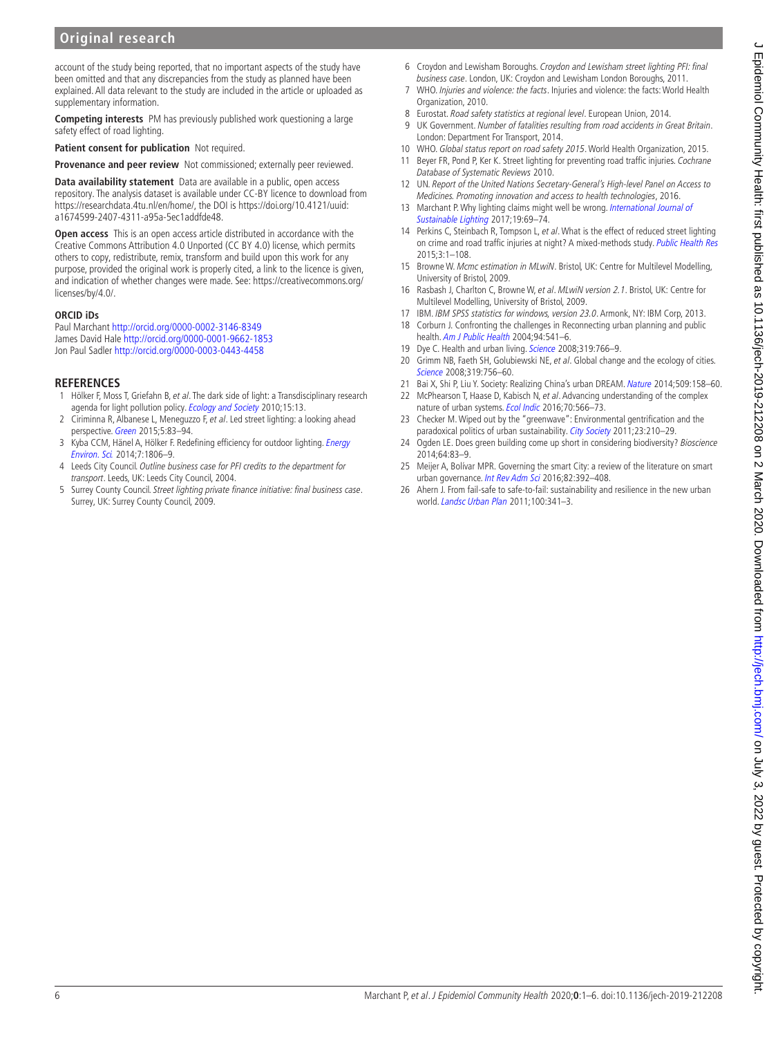account of the study being reported, that no important aspects of the study have been omitted and that any discrepancies from the study as planned have been explained. All data relevant to the study are included in the article or uploaded as supplementary information.

**Competing interests** PM has previously published work questioning a large safety effect of road lighting.

**Patient consent for publication** Not required.

**Provenance and peer review** Not commissioned; externally peer reviewed.

**Data availability statement** Data are available in a public, open access repository. The analysis dataset is available under CC-BY licence to download from https://researchdata.4tu.nl/en/home/, the DOI is https://doi.org/10.4121/uuid:a1674599-2407-4311-a95a-5ec1addfde48.

**Open access** This is an open access article distributed in accordance with the Creative Commons Attribution 4.0 Unported (CC BY 4.0) license, which permits others to copy, redistribute, remix, transform and build upon this work for any purpose, provided the original work is properly cited, a link to the licence is given, and indication of whether changes were made. See: https://creativecommons.org/licenses/by/4.0/.

### ORCID iDs

Paul Marchant http://orcid.org/0000-0002-3146-8349
James David Hale http://orcid.org/0000-0001-9662-1853
Jon Paul Sadler http://orcid.org/0000-0003-0443-4458

## REFERENCES

1. Hölker F, Moss T, Griefahn B, *et al*. The dark side of light: a Transdisciplinary research agenda for light pollution policy. *Ecology and Society* 2010;15:13.
2. Ciriminna R, Albanese L, Meneguzzo F, *et al*. Led street lighting: a looking ahead perspective. *Green* 2015;5:83–94.
3. Kyba CCM, Hänel A, Hölker F. Redefining efficiency for outdoor lighting. *Energy Environ. Sci.* 2014;7:1806–9.
4. Leeds City Council. *Outline business case for PFI credits to the department for transport*. Leeds, UK: Leeds City Council, 2004.
5. Surrey County Council. *Street lighting private finance initiative: final business case*. Surrey, UK: Surrey County Council, 2009.
6. Croydon and Lewisham Boroughs. *Croydon and Lewisham street lighting PFI: final business case*. London, UK: Croydon and Lewisham London Boroughs, 2011.
7. WHO. *Injuries and violence: the facts*. Injuries and violence: the facts: World Health Organization, 2010.
8. Eurostat. *Road safety statistics at regional level*. European Union, 2014.
9. UK Government. *Number of fatalities resulting from road accidents in Great Britain*. London: Department For Transport, 2014.
10. WHO. *Global status report on road safety 2015*. World Health Organization, 2015.
11. Beyer FR, Pond P, Ker K. Street lighting for preventing road traffic injuries. *Cochrane Database of Systematic Reviews* 2010.
12. UN. *Report of the United Nations Secretary-General's High-level Panel on Access to Medicines. Promoting innovation and access to health technologies*, 2016.
13. Marchant P. Why lighting claims might well be wrong. *International Journal of Sustainable Lighting* 2017;19:69–74.
14. Perkins C, Steinbach R, Tompson L, *et al*. What is the effect of reduced street lighting on crime and road traffic injuries at night? A mixed-methods study. *Public Health Res* 2015;3:1–108.
15. Browne W. *Mcmc estimation in MLwiN*. Bristol, UK: Centre for Multilevel Modelling, University of Bristol, 2009.
16. Rasbash J, Charlton C, Browne W, *et al*. *MLwiN version 2.1*. Bristol, UK: Centre for Multilevel Modelling, University of Bristol, 2009.
17. IBM. *IBM SPSS statistics for windows, version 23.0*. Armonk, NY: IBM Corp, 2013.
18. Corburn J. Confronting the challenges in Reconnecting urban planning and public health. *Am J Public Health* 2004;94:541–6.
19. Dye C. Health and urban living. *Science* 2008;319:766–9.
20. Grimm NB, Faeth SH, Golubiewski NE, *et al*. Global change and the ecology of cities. *Science* 2008;319:756–60.
21. Bai X, Shi P, Liu Y. Society: Realizing China's urban DREAM. *Nature* 2014;509:158–60.
22. McPhearson T, Haase D, Kabisch N, *et al*. Advancing understanding of the complex nature of urban systems. *Ecol Indic* 2016;70:566–73.
23. Checker M. Wiped out by the "greenwave": Environmental gentrification and the paradoxical politics of urban sustainability. *City Society* 2011;23:210–29.
24. Ogden LE. Does green building come up short in considering biodiversity? *Bioscience* 2014;64:83–9.
25. Meijer A, Bolívar MPR. Governing the smart City: a review of the literature on smart urban governance. *Int Rev Adm Sci* 2016;82:392–408.
26. Ahern J. From fail-safe to safe-to-fail: sustainability and resilience in the new urban world. *Landsc Urban Plan* 2011;100:341–3.